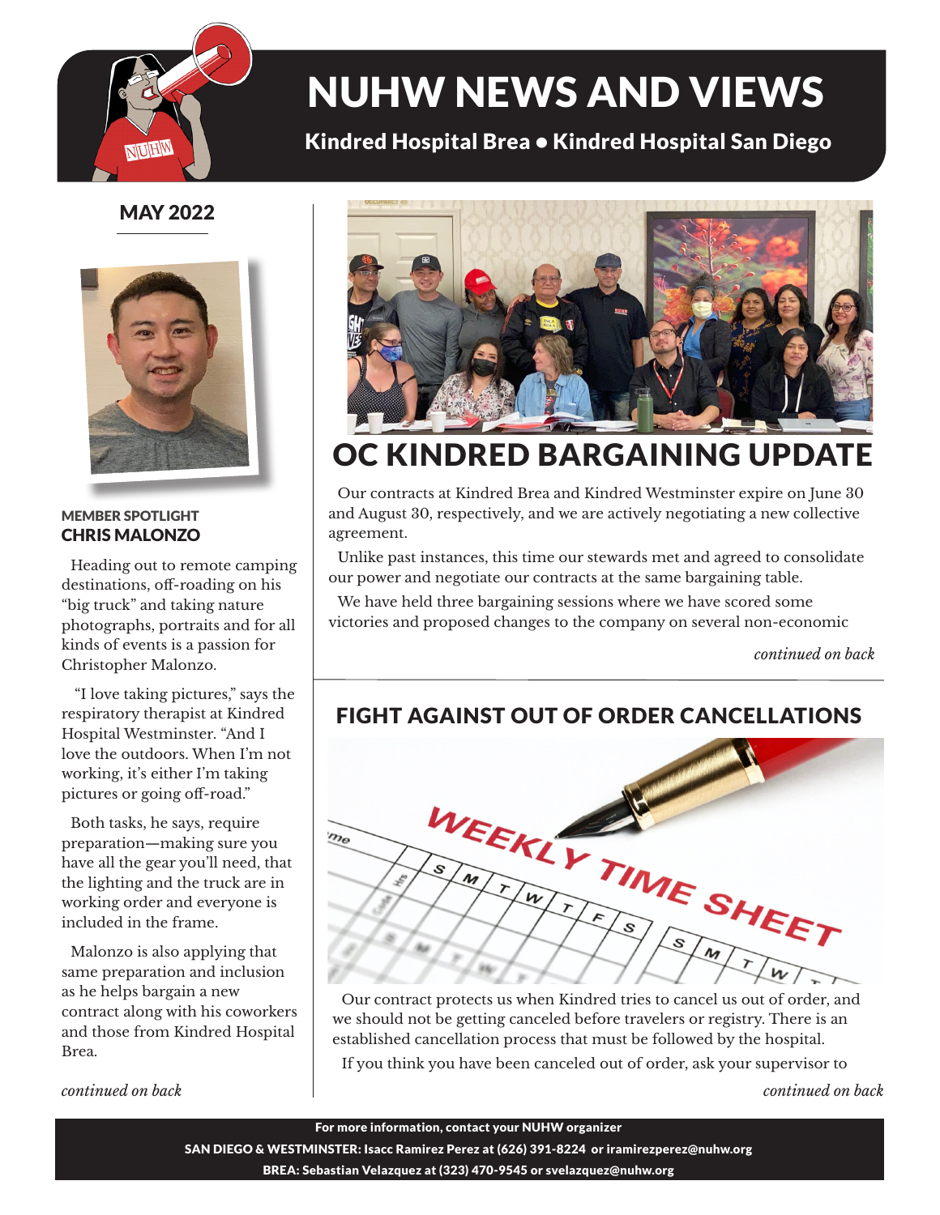# NUHW NEWS AND VIEWS

**Kindred Hospital Brea • Kindred Hospital San Diego**

## MAY 2022

### MEMBER SPOTLIGHT
### CHRIS MALONZO

Heading out to remote camping destinations, off-roading on his "big truck" and taking nature photographs, portraits and for all kinds of events is a passion for Christopher Malonzo.

"I love taking pictures," says the respiratory therapist at Kindred Hospital Westminster. "And I love the outdoors. When I'm not working, it's either I'm taking pictures or going off-road."

Both tasks, he says, require preparation—making sure you have all the gear you'll need, that the lighting and the truck are in working order and everyone is included in the frame.

Malonzo is also applying that same preparation and inclusion as he helps bargain a new contract along with his coworkers and those from Kindred Hospital Brea.

*continued on back*

## OC KINDRED BARGAINING UPDATE

Our contracts at Kindred Brea and Kindred Westminster expire on June 30 and August 30, respectively, and we are actively negotiating a new collective agreement.

Unlike past instances, this time our stewards met and agreed to consolidate our power and negotiate our contracts at the same bargaining table.

We have held three bargaining sessions where we have scored some victories and proposed changes to the company on several non-economic

*continued on back*

## FIGHT AGAINST OUT OF ORDER CANCELLATIONS

Our contract protects us when Kindred tries to cancel us out of order, and we should not be getting canceled before travelers or registry. There is an established cancellation process that must be followed by the hospital.

If you think you have been canceled out of order, ask your supervisor to

*continued on back*

**For more information, contact your NUHW organizer**

**SAN DIEGO & WESTMINSTER: Isacc Ramirez Perez at (626) 391-8224 or iramirezperez@nuhw.org**

**BREA: Sebastian Velazquez at (323) 470-9545 or svelazquez@nuhw.org**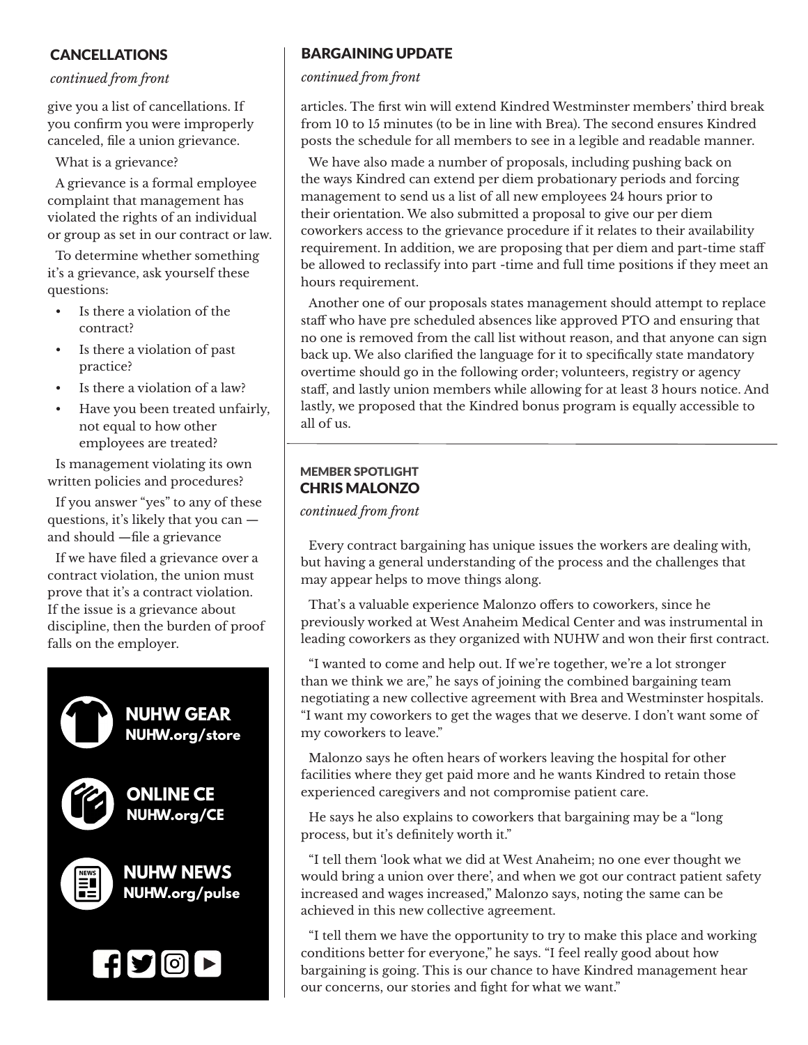## CANCELLATIONS

*continued from front*

give you a list of cancellations. If you confirm you were improperly canceled, file a union grievance.

What is a grievance?

A grievance is a formal employee complaint that management has violated the rights of an individual or group as set in our contract or law.

To determine whether something it's a grievance, ask yourself these questions:

- Is there a violation of the contract?
- Is there a violation of past practice?
- Is there a violation of a law?
- Have you been treated unfairly, not equal to how other employees are treated?

Is management violating its own written policies and procedures?

If you answer "yes" to any of these questions, it's likely that you can — and should —file a grievance

If we have filed a grievance over a contract violation, the union must prove that it's a contract violation. If the issue is a grievance about discipline, then the burden of proof falls on the employer.

**NUHW GEAR**
**NUHW.org/store**

**ONLINE CE**
**NUHW.org/CE**

**NUHW NEWS**
**NUHW.org/pulse**

## BARGAINING UPDATE

*continued from front*

articles. The first win will extend Kindred Westminster members' third break from 10 to 15 minutes (to be in line with Brea). The second ensures Kindred posts the schedule for all members to see in a legible and readable manner.

We have also made a number of proposals, including pushing back on the ways Kindred can extend per diem probationary periods and forcing management to send us a list of all new employees 24 hours prior to their orientation. We also submitted a proposal to give our per diem coworkers access to the grievance procedure if it relates to their availability requirement. In addition, we are proposing that per diem and part-time staff be allowed to reclassify into part -time and full time positions if they meet an hours requirement.

Another one of our proposals states management should attempt to replace staff who have pre scheduled absences like approved PTO and ensuring that no one is removed from the call list without reason, and that anyone can sign back up. We also clarified the language for it to specifically state mandatory overtime should go in the following order; volunteers, registry or agency staff, and lastly union members while allowing for at least 3 hours notice. And lastly, we proposed that the Kindred bonus program is equally accessible to all of us.

### MEMBER SPOTLIGHT

## CHRIS MALONZO

*continued from front*

Every contract bargaining has unique issues the workers are dealing with, but having a general understanding of the process and the challenges that may appear helps to move things along.

That's a valuable experience Malonzo offers to coworkers, since he previously worked at West Anaheim Medical Center and was instrumental in leading coworkers as they organized with NUHW and won their first contract.

"I wanted to come and help out. If we're together, we're a lot stronger than we think we are," he says of joining the combined bargaining team negotiating a new collective agreement with Brea and Westminster hospitals. "I want my coworkers to get the wages that we deserve. I don't want some of my coworkers to leave."

Malonzo says he often hears of workers leaving the hospital for other facilities where they get paid more and he wants Kindred to retain those experienced caregivers and not compromise patient care.

He says he also explains to coworkers that bargaining may be a "long process, but it's definitely worth it."

"I tell them 'look what we did at West Anaheim; no one ever thought we would bring a union over there', and when we got our contract patient safety increased and wages increased," Malonzo says, noting the same can be achieved in this new collective agreement.

"I tell them we have the opportunity to try to make this place and working conditions better for everyone," he says. "I feel really good about how bargaining is going. This is our chance to have Kindred management hear our concerns, our stories and fight for what we want."